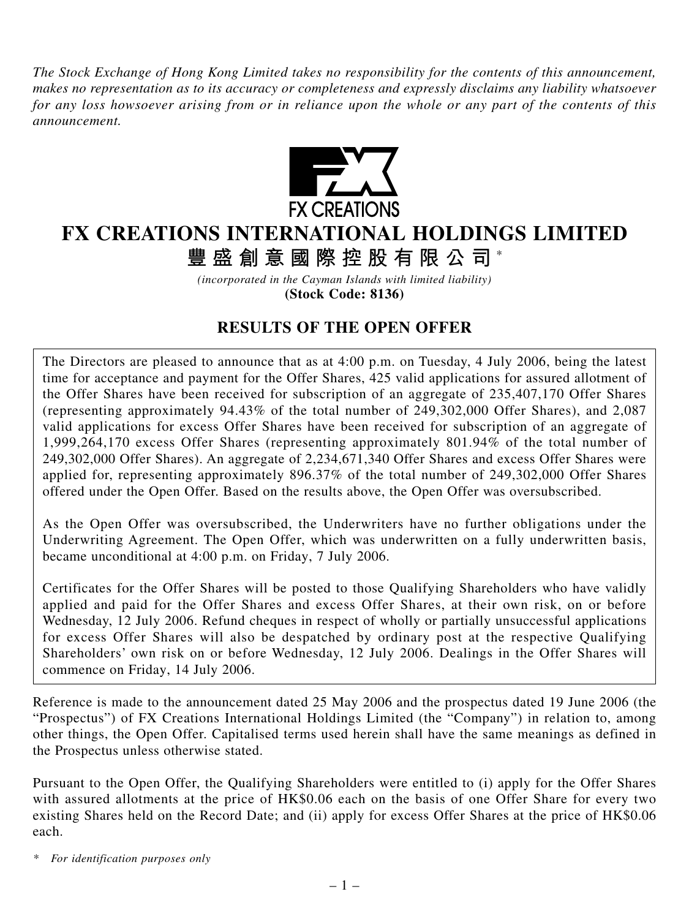*The Stock Exchange of Hong Kong Limited takes no responsibility for the contents of this announcement, makes no representation as to its accuracy or completeness and expressly disclaims any liability whatsoever for any loss howsoever arising from or in reliance upon the whole or any part of the contents of this announcement.*

# FX CREATIONS INTERNATIONAL HOLDINGS LIMITED

# 豐盛創意國際控股有限公司*

*(incorporated in the Cayman Islands with limited liability)*

**(Stock Code: 8136)**

## RESULTS OF THE OPEN OFFER

The Directors are pleased to announce that as at 4:00 p.m. on Tuesday, 4 July 2006, being the latest time for acceptance and payment for the Offer Shares, 425 valid applications for assured allotment of the Offer Shares have been received for subscription of an aggregate of 235,407,170 Offer Shares (representing approximately 94.43% of the total number of 249,302,000 Offer Shares), and 2,087 valid applications for excess Offer Shares have been received for subscription of an aggregate of 1,999,264,170 excess Offer Shares (representing approximately 801.94% of the total number of 249,302,000 Offer Shares). An aggregate of 2,234,671,340 Offer Shares and excess Offer Shares were applied for, representing approximately 896.37% of the total number of 249,302,000 Offer Shares offered under the Open Offer. Based on the results above, the Open Offer was oversubscribed.

As the Open Offer was oversubscribed, the Underwriters have no further obligations under the Underwriting Agreement. The Open Offer, which was underwritten on a fully underwritten basis, became unconditional at 4:00 p.m. on Friday, 7 July 2006.

Certificates for the Offer Shares will be posted to those Qualifying Shareholders who have validly applied and paid for the Offer Shares and excess Offer Shares, at their own risk, on or before Wednesday, 12 July 2006. Refund cheques in respect of wholly or partially unsuccessful applications for excess Offer Shares will also be despatched by ordinary post at the respective Qualifying Shareholders' own risk on or before Wednesday, 12 July 2006. Dealings in the Offer Shares will commence on Friday, 14 July 2006.

Reference is made to the announcement dated 25 May 2006 and the prospectus dated 19 June 2006 (the "Prospectus") of FX Creations International Holdings Limited (the "Company") in relation to, among other things, the Open Offer. Capitalised terms used herein shall have the same meanings as defined in the Prospectus unless otherwise stated.

Pursuant to the Open Offer, the Qualifying Shareholders were entitled to (i) apply for the Offer Shares with assured allotments at the price of HK$0.06 each on the basis of one Offer Share for every two existing Shares held on the Record Date; and (ii) apply for excess Offer Shares at the price of HK$0.06 each.

\* *For identification purposes only*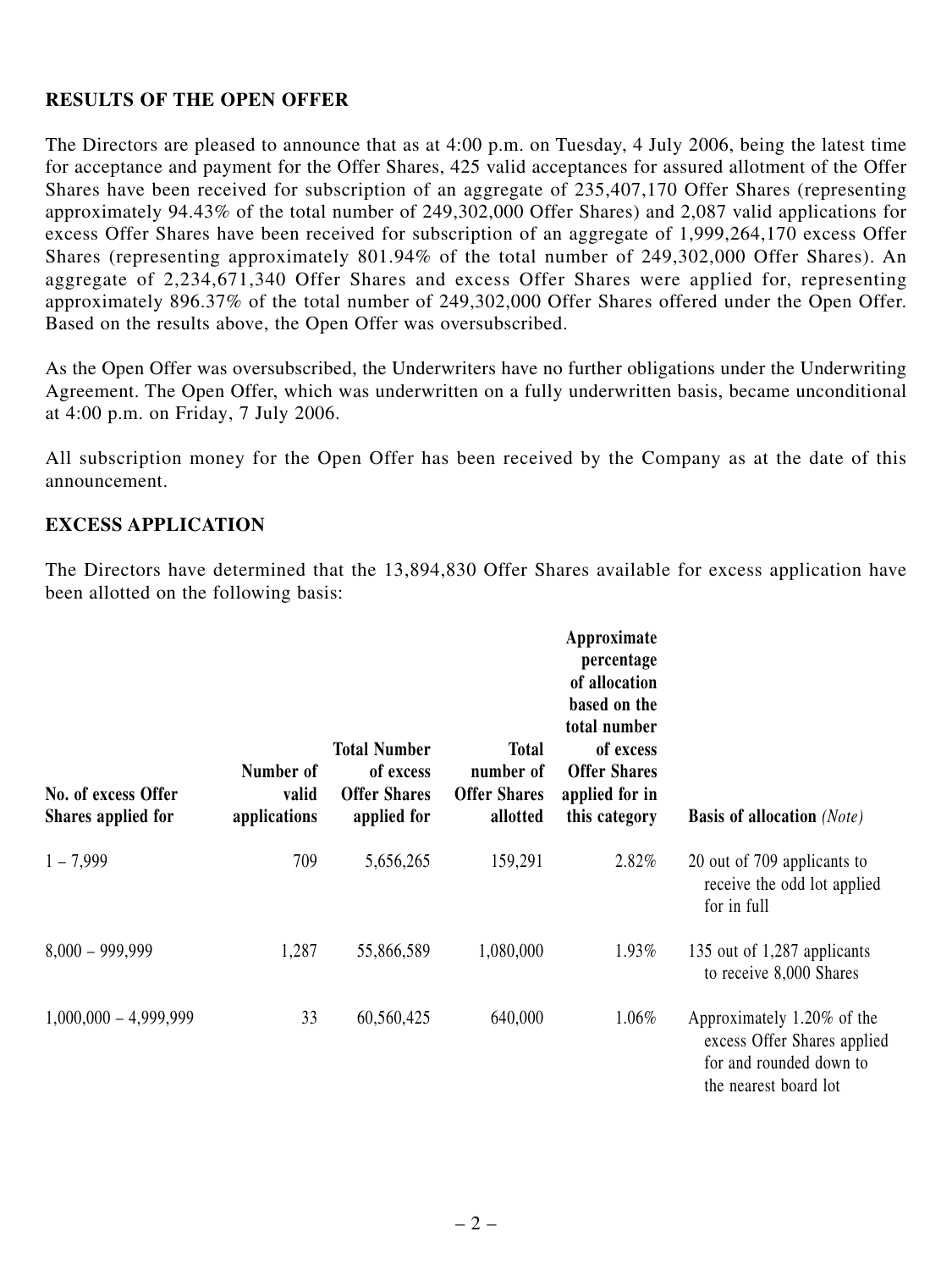## RESULTS OF THE OPEN OFFER

The Directors are pleased to announce that as at 4:00 p.m. on Tuesday, 4 July 2006, being the latest time for acceptance and payment for the Offer Shares, 425 valid acceptances for assured allotment of the Offer Shares have been received for subscription of an aggregate of 235,407,170 Offer Shares (representing approximately 94.43% of the total number of 249,302,000 Offer Shares) and 2,087 valid applications for excess Offer Shares have been received for subscription of an aggregate of 1,999,264,170 excess Offer Shares (representing approximately 801.94% of the total number of 249,302,000 Offer Shares). An aggregate of 2,234,671,340 Offer Shares and excess Offer Shares were applied for, representing approximately 896.37% of the total number of 249,302,000 Offer Shares offered under the Open Offer. Based on the results above, the Open Offer was oversubscribed.

As the Open Offer was oversubscribed, the Underwriters have no further obligations under the Underwriting Agreement. The Open Offer, which was underwritten on a fully underwritten basis, became unconditional at 4:00 p.m. on Friday, 7 July 2006.

All subscription money for the Open Offer has been received by the Company as at the date of this announcement.

## EXCESS APPLICATION

The Directors have determined that the 13,894,830 Offer Shares available for excess application have been allotted on the following basis:

| No. of excess Offer Shares applied for | Number of valid applications | Total Number of excess Offer Shares applied for | Total number of Offer Shares allotted | Approximate percentage of allocation based on the total number of excess Offer Shares applied for in this category | Basis of allocation *(Note)* |
|---|---|---|---|---|---|
| 1 – 7,999 | 709 | 5,656,265 | 159,291 | 2.82% | 20 out of 709 applicants to receive the odd lot applied for in full |
| 8,000 – 999,999 | 1,287 | 55,866,589 | 1,080,000 | 1.93% | 135 out of 1,287 applicants to receive 8,000 Shares |
| 1,000,000 – 4,999,999 | 33 | 60,560,425 | 640,000 | 1.06% | Approximately 1.20% of the excess Offer Shares applied for and rounded down to the nearest board lot |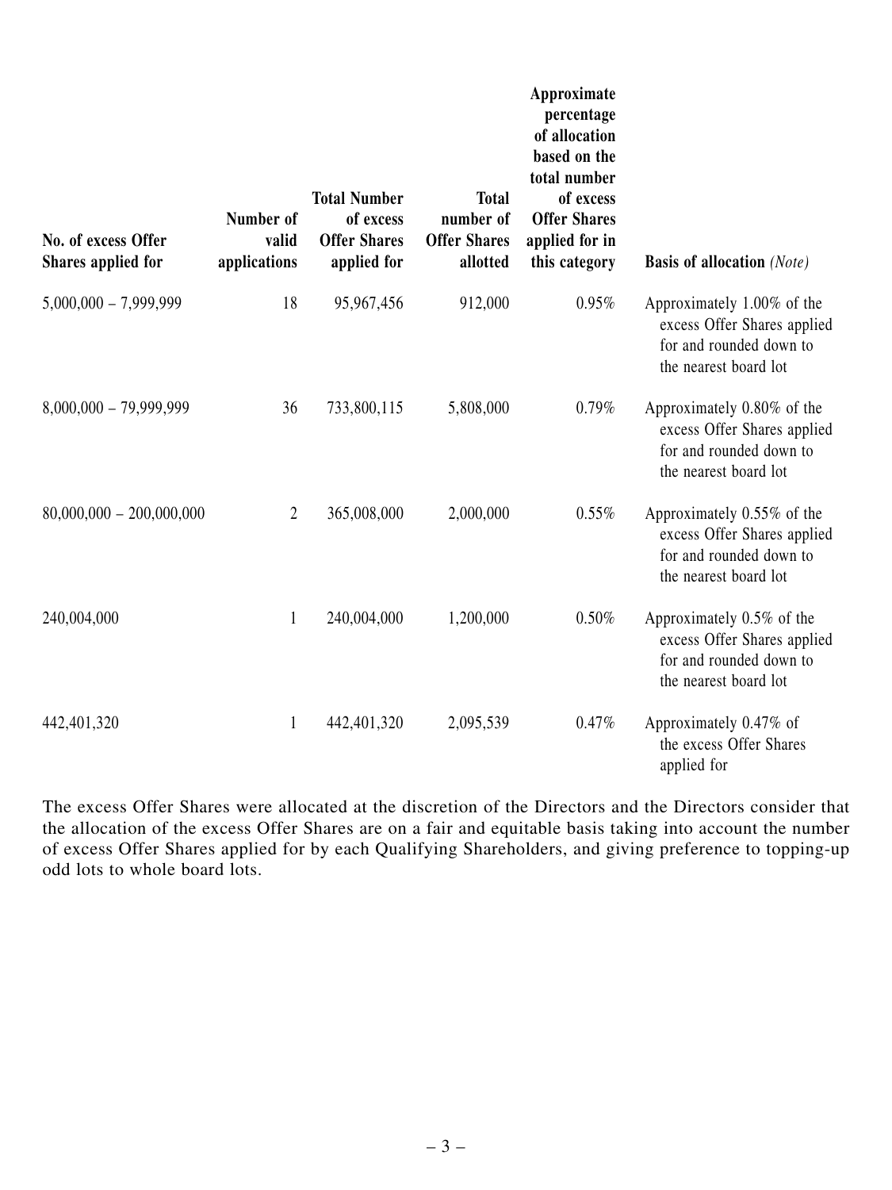| No. of excess Offer Shares applied for | Number of valid applications | Total Number of excess Offer Shares applied for | Total number of Offer Shares allotted | Approximate percentage of allocation based on the total number of excess Offer Shares applied for in this category | Basis of allocation *(Note)* |
|---|---|---|---|---|---|
| 5,000,000 – 7,999,999 | 18 | 95,967,456 | 912,000 | 0.95% | Approximately 1.00% of the excess Offer Shares applied for and rounded down to the nearest board lot |
| 8,000,000 – 79,999,999 | 36 | 733,800,115 | 5,808,000 | 0.79% | Approximately 0.80% of the excess Offer Shares applied for and rounded down to the nearest board lot |
| 80,000,000 – 200,000,000 | 2 | 365,008,000 | 2,000,000 | 0.55% | Approximately 0.55% of the excess Offer Shares applied for and rounded down to the nearest board lot |
| 240,004,000 | 1 | 240,004,000 | 1,200,000 | 0.50% | Approximately 0.5% of the excess Offer Shares applied for and rounded down to the nearest board lot |
| 442,401,320 | 1 | 442,401,320 | 2,095,539 | 0.47% | Approximately 0.47% of the excess Offer Shares applied for |

The excess Offer Shares were allocated at the discretion of the Directors and the Directors consider that the allocation of the excess Offer Shares are on a fair and equitable basis taking into account the number of excess Offer Shares applied for by each Qualifying Shareholders, and giving preference to topping-up odd lots to whole board lots.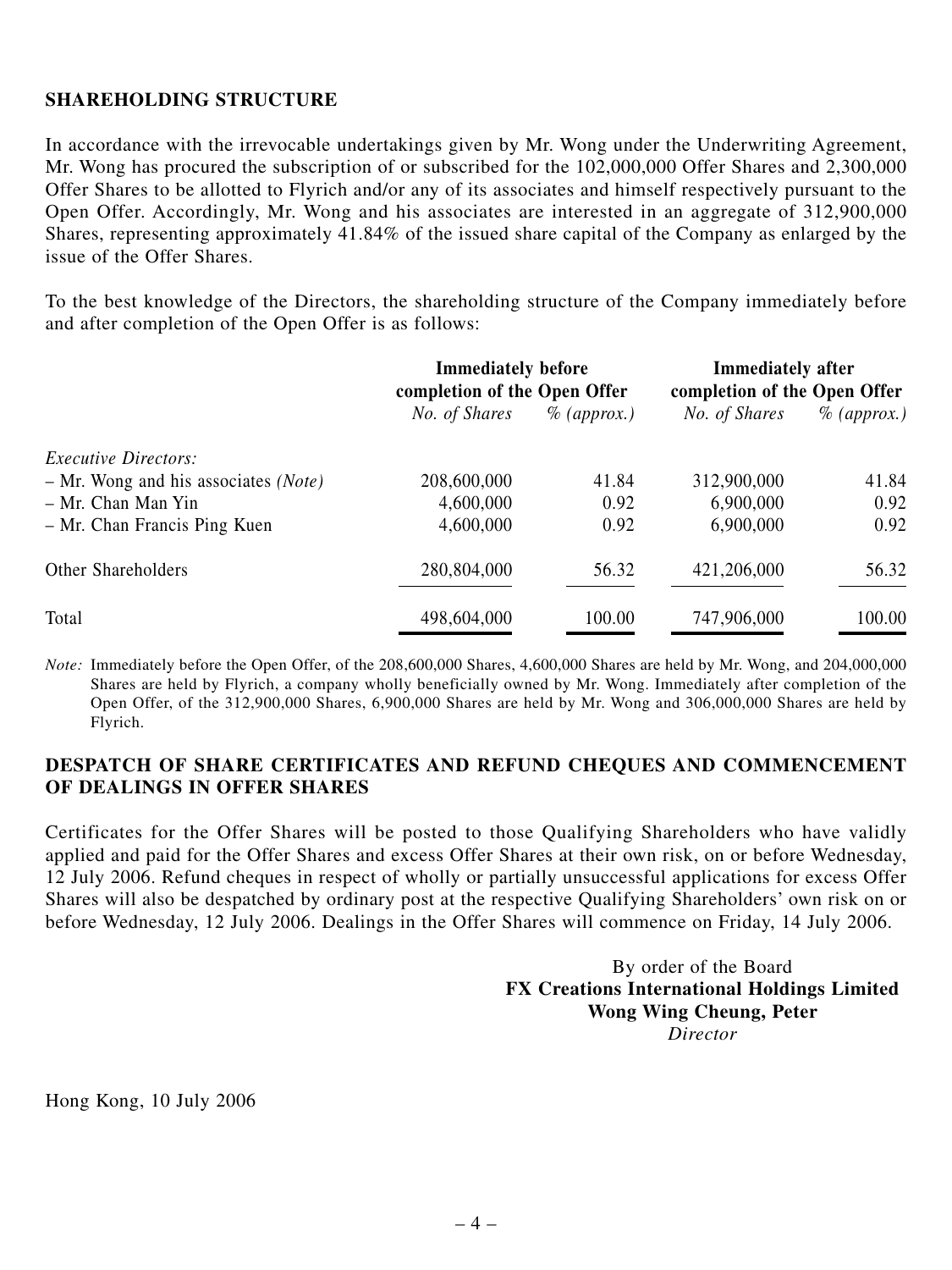## SHAREHOLDING STRUCTURE

In accordance with the irrevocable undertakings given by Mr. Wong under the Underwriting Agreement, Mr. Wong has procured the subscription of or subscribed for the 102,000,000 Offer Shares and 2,300,000 Offer Shares to be allotted to Flyrich and/or any of its associates and himself respectively pursuant to the Open Offer. Accordingly, Mr. Wong and his associates are interested in an aggregate of 312,900,000 Shares, representing approximately 41.84% of the issued share capital of the Company as enlarged by the issue of the Offer Shares.

To the best knowledge of the Directors, the shareholding structure of the Company immediately before and after completion of the Open Offer is as follows:

| | **Immediately before completion of the Open Offer** | | **Immediately after completion of the Open Offer** | |
|---|---|---|---|---|
| | *No. of Shares* | *% (approx.)* | *No. of Shares* | *% (approx.)* |
| *Executive Directors:* | | | | |
| – Mr. Wong and his associates *(Note)* | 208,600,000 | 41.84 | 312,900,000 | 41.84 |
| – Mr. Chan Man Yin | 4,600,000 | 0.92 | 6,900,000 | 0.92 |
| – Mr. Chan Francis Ping Kuen | 4,600,000 | 0.92 | 6,900,000 | 0.92 |
| Other Shareholders | 280,804,000 | 56.32 | 421,206,000 | 56.32 |
| Total | 498,604,000 | 100.00 | 747,906,000 | 100.00 |

*Note:* Immediately before the Open Offer, of the 208,600,000 Shares, 4,600,000 Shares are held by Mr. Wong, and 204,000,000 Shares are held by Flyrich, a company wholly beneficially owned by Mr. Wong. Immediately after completion of the Open Offer, of the 312,900,000 Shares, 6,900,000 Shares are held by Mr. Wong and 306,000,000 Shares are held by Flyrich.

## DESPATCH OF SHARE CERTIFICATES AND REFUND CHEQUES AND COMMENCEMENT OF DEALINGS IN OFFER SHARES

Certificates for the Offer Shares will be posted to those Qualifying Shareholders who have validly applied and paid for the Offer Shares and excess Offer Shares at their own risk, on or before Wednesday, 12 July 2006. Refund cheques in respect of wholly or partially unsuccessful applications for excess Offer Shares will also be despatched by ordinary post at the respective Qualifying Shareholders' own risk on or before Wednesday, 12 July 2006. Dealings in the Offer Shares will commence on Friday, 14 July 2006.

By order of the Board
**FX Creations International Holdings Limited**
**Wong Wing Cheung, Peter**
*Director*

Hong Kong, 10 July 2006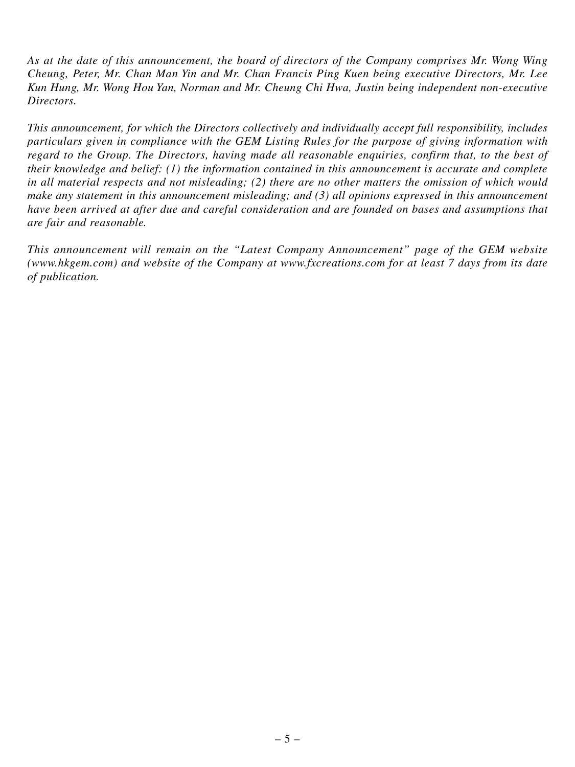*As at the date of this announcement, the board of directors of the Company comprises Mr. Wong Wing Cheung, Peter, Mr. Chan Man Yin and Mr. Chan Francis Ping Kuen being executive Directors, Mr. Lee Kun Hung, Mr. Wong Hou Yan, Norman and Mr. Cheung Chi Hwa, Justin being independent non-executive Directors.*

*This announcement, for which the Directors collectively and individually accept full responsibility, includes particulars given in compliance with the GEM Listing Rules for the purpose of giving information with regard to the Group. The Directors, having made all reasonable enquiries, confirm that, to the best of their knowledge and belief: (1) the information contained in this announcement is accurate and complete in all material respects and not misleading; (2) there are no other matters the omission of which would make any statement in this announcement misleading; and (3) all opinions expressed in this announcement have been arrived at after due and careful consideration and are founded on bases and assumptions that are fair and reasonable.*

*This announcement will remain on the "Latest Company Announcement" page of the GEM website (www.hkgem.com) and website of the Company at www.fxcreations.com for at least 7 days from its date of publication.*